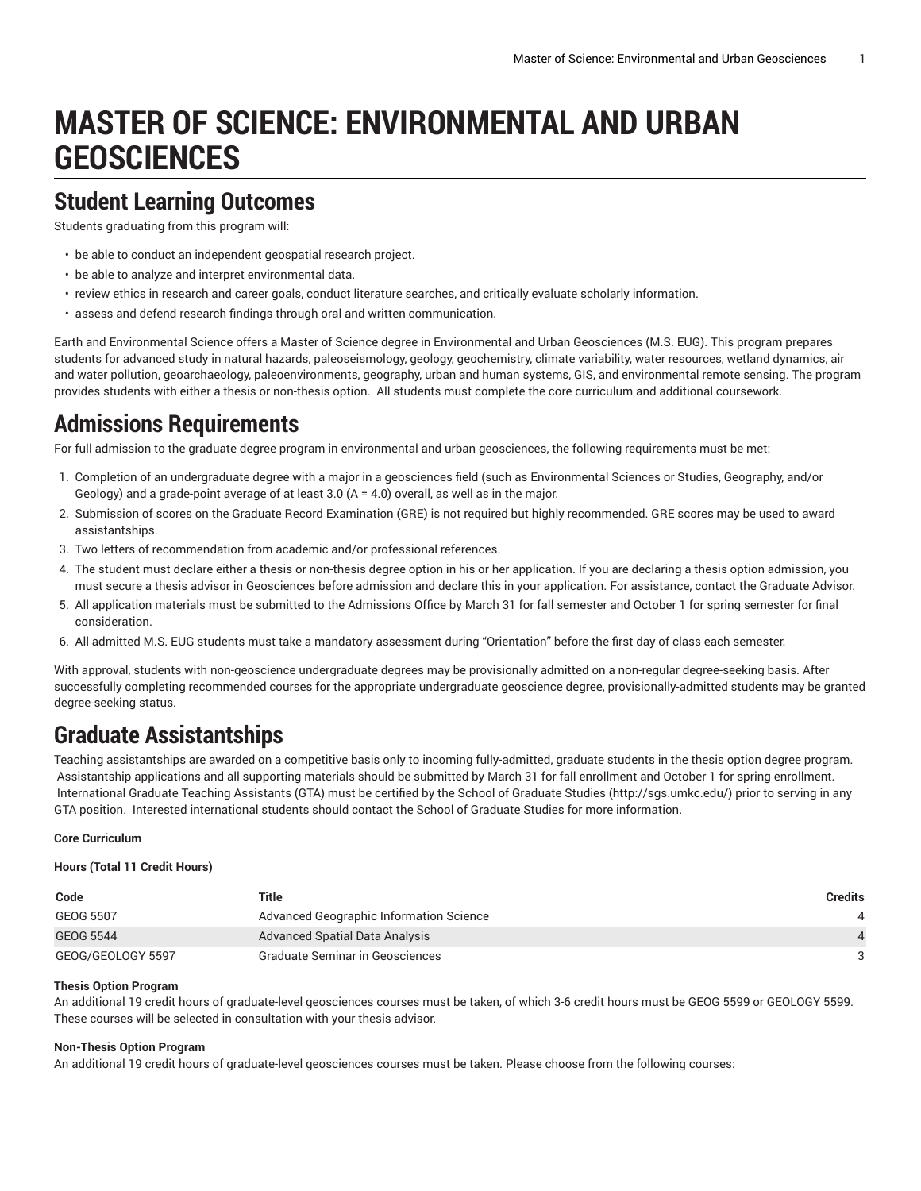# MASTER OF SCIENCE: ENVIRONMENTAL AND URBAN GEOSCIENCES

## Student Learning Outcomes

Students graduating from this program will:

- be able to conduct an independent geospatial research project.
- be able to analyze and interpret environmental data.
- review ethics in research and career goals, conduct literature searches, and critically evaluate scholarly information.
- assess and defend research findings through oral and written communication.

Earth and Environmental Science offers a Master of Science degree in Environmental and Urban Geosciences (M.S. EUG). This program prepares students for advanced study in natural hazards, paleoseismology, geology, geochemistry, climate variability, water resources, wetland dynamics, air and water pollution, geoarchaeology, paleoenvironments, geography, urban and human systems, GIS, and environmental remote sensing. The program provides students with either a thesis or non-thesis option. All students must complete the core curriculum and additional coursework.

## Admissions Requirements

For full admission to the graduate degree program in environmental and urban geosciences, the following requirements must be met:

1. Completion of an undergraduate degree with a major in a geosciences field (such as Environmental Sciences or Studies, Geography, and/or Geology) and a grade-point average of at least 3.0 (A = 4.0) overall, as well as in the major.
2. Submission of scores on the Graduate Record Examination (GRE) is not required but highly recommended. GRE scores may be used to award assistantships.
3. Two letters of recommendation from academic and/or professional references.
4. The student must declare either a thesis or non-thesis degree option in his or her application. If you are declaring a thesis option admission, you must secure a thesis advisor in Geosciences before admission and declare this in your application. For assistance, contact the Graduate Advisor.
5. All application materials must be submitted to the Admissions Office by March 31 for fall semester and October 1 for spring semester for final consideration.
6. All admitted M.S. EUG students must take a mandatory assessment during "Orientation" before the first day of class each semester.

With approval, students with non-geoscience undergraduate degrees may be provisionally admitted on a non-regular degree-seeking basis. After successfully completing recommended courses for the appropriate undergraduate geoscience degree, provisionally-admitted students may be granted degree-seeking status.

## Graduate Assistantships

Teaching assistantships are awarded on a competitive basis only to incoming fully-admitted, graduate students in the thesis option degree program. Assistantship applications and all supporting materials should be submitted by March 31 for fall enrollment and October 1 for spring enrollment. International Graduate Teaching Assistants (GTA) must be certified by the School of Graduate Studies (http://sgs.umkc.edu/) prior to serving in any GTA position. Interested international students should contact the School of Graduate Studies for more information.

**Core Curriculum**

**Hours (Total 11 Credit Hours)**

| Code | Title | Credits |
|---|---|---|
| GEOG 5507 | Advanced Geographic Information Science | 4 |
| GEOG 5544 | Advanced Spatial Data Analysis | 4 |
| GEOG/GEOLOGY 5597 | Graduate Seminar in Geosciences | 3 |

**Thesis Option Program**

An additional 19 credit hours of graduate-level geosciences courses must be taken, of which 3-6 credit hours must be GEOG 5599 or GEOLOGY 5599. These courses will be selected in consultation with your thesis advisor.

**Non-Thesis Option Program**

An additional 19 credit hours of graduate-level geosciences courses must be taken. Please choose from the following courses: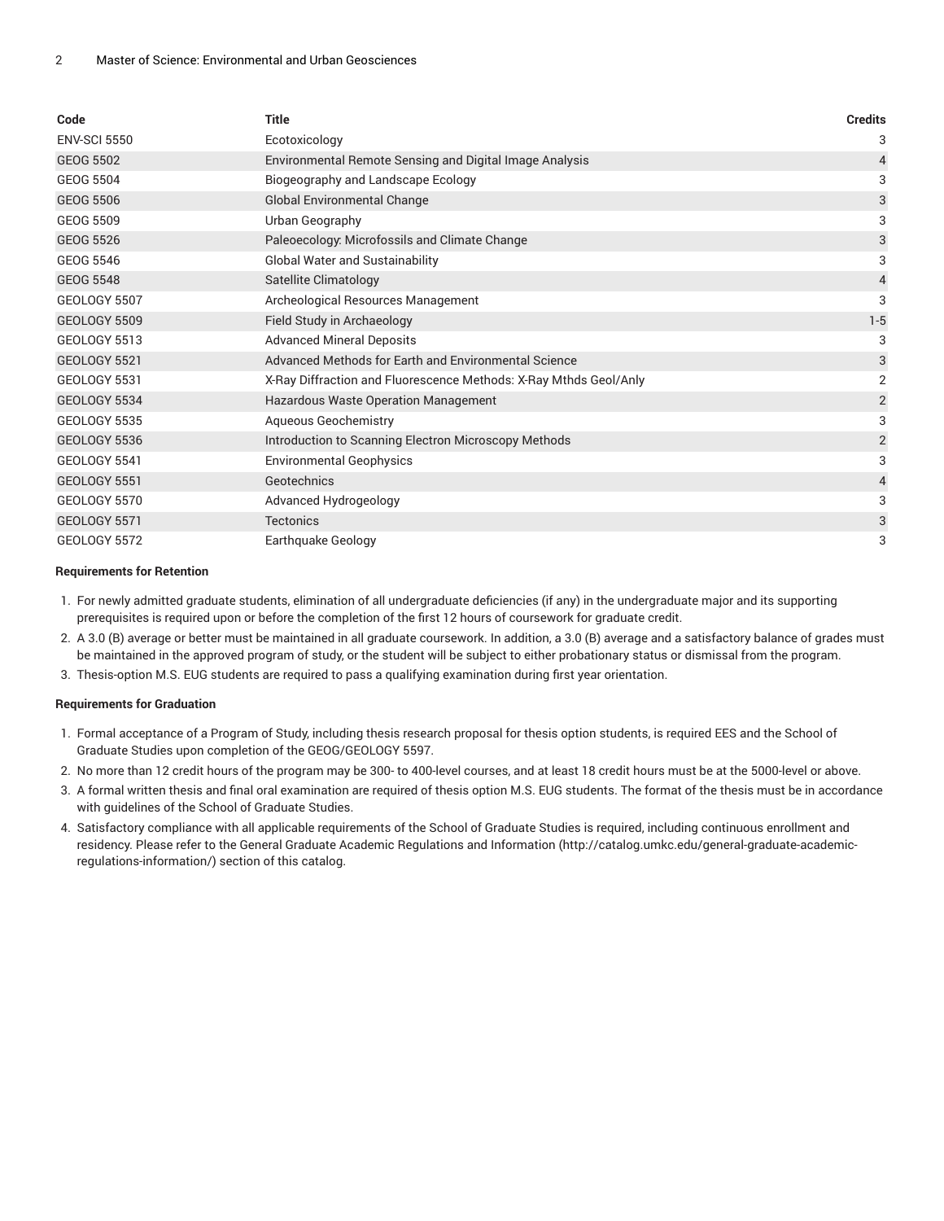| Code | Title | Credits |
| --- | --- | --- |
| ENV-SCI 5550 | Ecotoxicology | 3 |
| GEOG 5502 | Environmental Remote Sensing and Digital Image Analysis | 4 |
| GEOG 5504 | Biogeography and Landscape Ecology | 3 |
| GEOG 5506 | Global Environmental Change | 3 |
| GEOG 5509 | Urban Geography | 3 |
| GEOG 5526 | Paleoecology: Microfossils and Climate Change | 3 |
| GEOG 5546 | Global Water and Sustainability | 3 |
| GEOG 5548 | Satellite Climatology | 4 |
| GEOLOGY 5507 | Archeological Resources Management | 3 |
| GEOLOGY 5509 | Field Study in Archaeology | 1-5 |
| GEOLOGY 5513 | Advanced Mineral Deposits | 3 |
| GEOLOGY 5521 | Advanced Methods for Earth and Environmental Science | 3 |
| GEOLOGY 5531 | X-Ray Diffraction and Fluorescence Methods: X-Ray Mthds Geol/Anly | 2 |
| GEOLOGY 5534 | Hazardous Waste Operation Management | 2 |
| GEOLOGY 5535 | Aqueous Geochemistry | 3 |
| GEOLOGY 5536 | Introduction to Scanning Electron Microscopy Methods | 2 |
| GEOLOGY 5541 | Environmental Geophysics | 3 |
| GEOLOGY 5551 | Geotechnics | 4 |
| GEOLOGY 5570 | Advanced Hydrogeology | 3 |
| GEOLOGY 5571 | Tectonics | 3 |
| GEOLOGY 5572 | Earthquake Geology | 3 |

**Requirements for Retention**

1. For newly admitted graduate students, elimination of all undergraduate deficiencies (if any) in the undergraduate major and its supporting prerequisites is required upon or before the completion of the first 12 hours of coursework for graduate credit.
2. A 3.0 (B) average or better must be maintained in all graduate coursework. In addition, a 3.0 (B) average and a satisfactory balance of grades must be maintained in the approved program of study, or the student will be subject to either probationary status or dismissal from the program.
3. Thesis-option M.S. EUG students are required to pass a qualifying examination during first year orientation.

**Requirements for Graduation**

1. Formal acceptance of a Program of Study, including thesis research proposal for thesis option students, is required EES and the School of Graduate Studies upon completion of the GEOG/GEOLOGY 5597.
2. No more than 12 credit hours of the program may be 300- to 400-level courses, and at least 18 credit hours must be at the 5000-level or above.
3. A formal written thesis and final oral examination are required of thesis option M.S. EUG students. The format of the thesis must be in accordance with guidelines of the School of Graduate Studies.
4. Satisfactory compliance with all applicable requirements of the School of Graduate Studies is required, including continuous enrollment and residency. Please refer to the General Graduate Academic Regulations and Information (http://catalog.umkc.edu/general-graduate-academic-regulations-information/) section of this catalog.